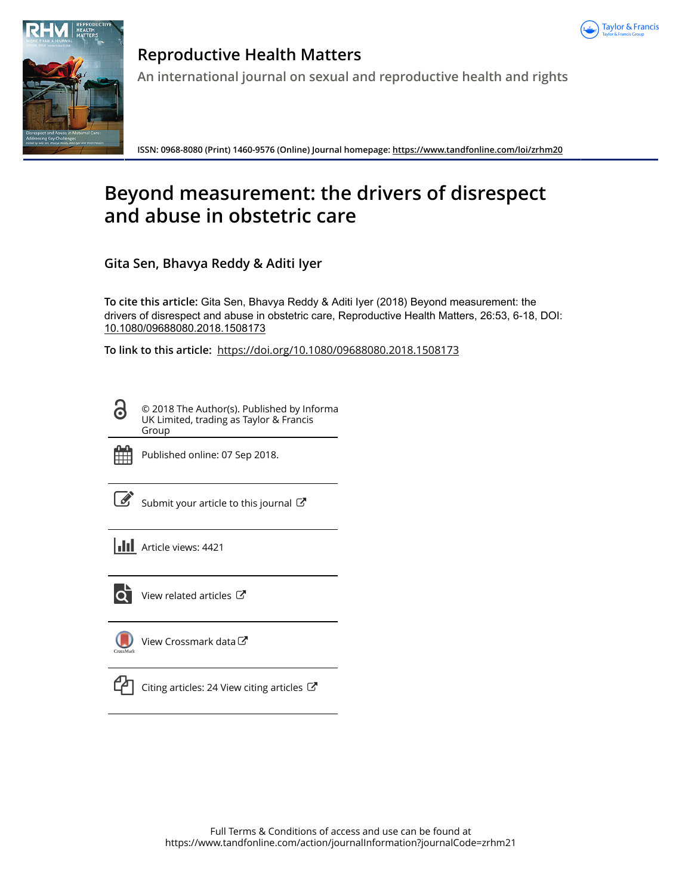# Reproductive Health Matters

An international journal on sexual and reproductive health and rights

ISSN: 0968-8080 (Print) 1460-9576 (Online) Journal homepage: https://www.tandfonline.com/loi/zrhm20

# Beyond measurement: the drivers of disrespect and abuse in obstetric care

Gita Sen, Bhavya Reddy & Aditi Iyer

**To cite this article:** Gita Sen, Bhavya Reddy & Aditi Iyer (2018) Beyond measurement: the drivers of disrespect and abuse in obstetric care, Reproductive Health Matters, 26:53, 6-18, DOI: 10.1080/09688080.2018.1508173

**To link to this article:** https://doi.org/10.1080/09688080.2018.1508173

© 2018 The Author(s). Published by Informa UK Limited, trading as Taylor & Francis Group

Published online: 07 Sep 2018.

Submit your article to this journal

Article views: 4421

View related articles

View Crossmark data

Citing articles: 24 View citing articles

Full Terms & Conditions of access and use can be found at https://www.tandfonline.com/action/journalInformation?journalCode=zrhm21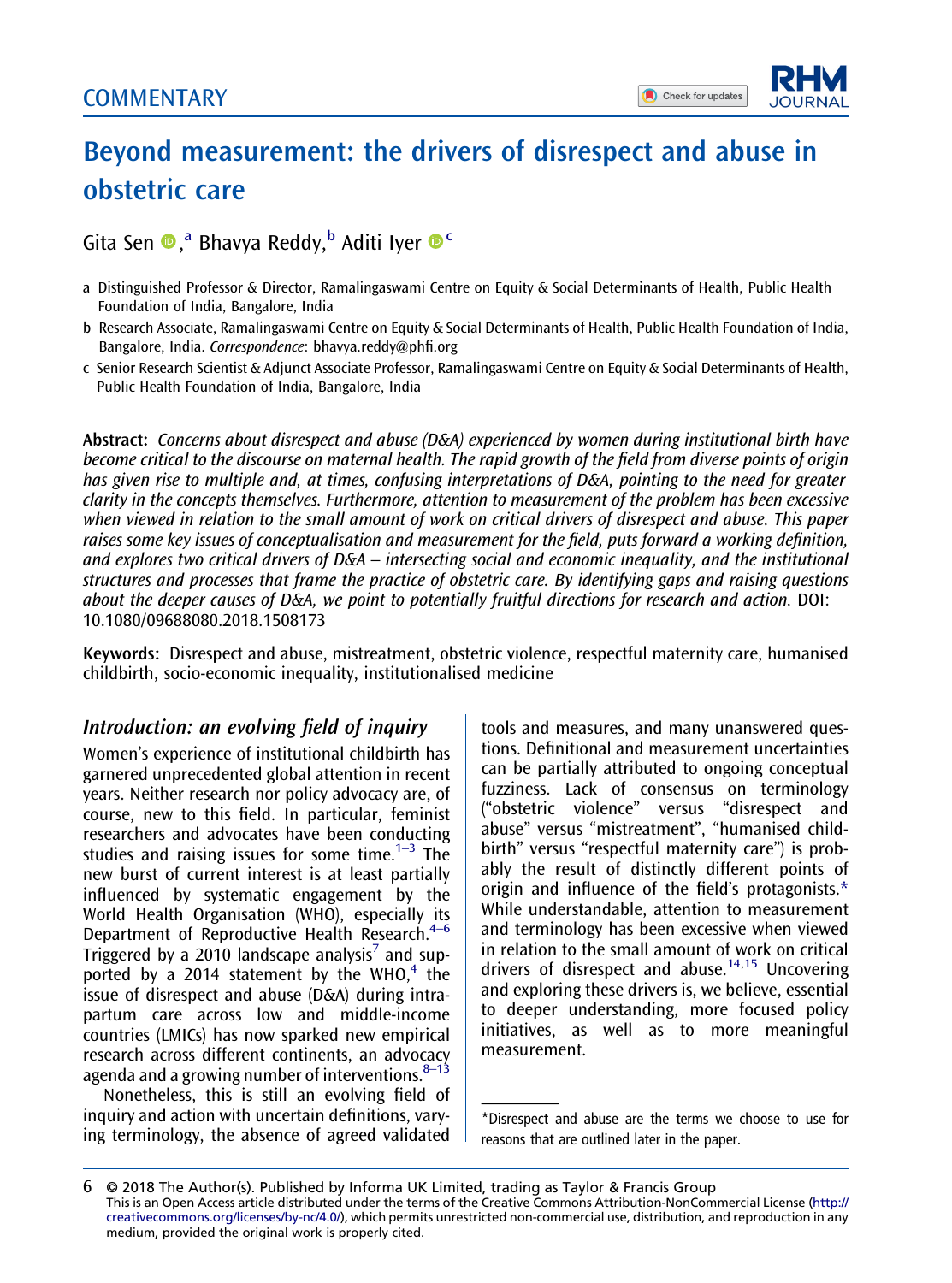COMMENTARY

# Beyond measurement: the drivers of disrespect and abuse in obstetric care

Gita Sen,[a] Bhavya Reddy,[b] Aditi Iyer[c]

a Distinguished Professor & Director, Ramalingaswami Centre on Equity & Social Determinants of Health, Public Health Foundation of India, Bangalore, India

b Research Associate, Ramalingaswami Centre on Equity & Social Determinants of Health, Public Health Foundation of India, Bangalore, India. *Correspondence*: bhavya.reddy@phfi.org

c Senior Research Scientist & Adjunct Associate Professor, Ramalingaswami Centre on Equity & Social Determinants of Health, Public Health Foundation of India, Bangalore, India

**Abstract:** *Concerns about disrespect and abuse (D&A) experienced by women during institutional birth have become critical to the discourse on maternal health. The rapid growth of the field from diverse points of origin has given rise to multiple and, at times, confusing interpretations of D&A, pointing to the need for greater clarity in the concepts themselves. Furthermore, attention to measurement of the problem has been excessive when viewed in relation to the small amount of work on critical drivers of disrespect and abuse. This paper raises some key issues of conceptualisation and measurement for the field, puts forward a working definition, and explores two critical drivers of D&A – intersecting social and economic inequality, and the institutional structures and processes that frame the practice of obstetric care. By identifying gaps and raising questions about the deeper causes of D&A, we point to potentially fruitful directions for research and action.* DOI: 10.1080/09688080.2018.1508173

**Keywords:** Disrespect and abuse, mistreatment, obstetric violence, respectful maternity care, humanised childbirth, socio-economic inequality, institutionalised medicine

## *Introduction: an evolving field of inquiry*

Women's experience of institutional childbirth has garnered unprecedented global attention in recent years. Neither research nor policy advocacy are, of course, new to this field. In particular, feminist researchers and advocates have been conducting studies and raising issues for some time.[1–3] The new burst of current interest is at least partially influenced by systematic engagement by the World Health Organisation (WHO), especially its Department of Reproductive Health Research.[4–6] Triggered by a 2010 landscape analysis[7] and supported by a 2014 statement by the WHO,[4] the issue of disrespect and abuse (D&A) during intrapartum care across low and middle-income countries (LMICs) has now sparked new empirical research across different continents, an advocacy agenda and a growing number of interventions.[8–13]

Nonetheless, this is still an evolving field of inquiry and action with uncertain definitions, varying terminology, the absence of agreed validated tools and measures, and many unanswered questions. Definitional and measurement uncertainties can be partially attributed to ongoing conceptual fuzziness. Lack of consensus on terminology ("obstetric violence" versus "disrespect and abuse" versus "mistreatment", "humanised childbirth" versus "respectful maternity care") is probably the result of distinctly different points of origin and influence of the field's protagonists.* While understandable, attention to measurement and terminology has been excessive when viewed in relation to the small amount of work on critical drivers of disrespect and abuse.[14,15] Uncovering and exploring these drivers is, we believe, essential to deeper understanding, more focused policy initiatives, as well as to more meaningful measurement.

*Disrespect and abuse are the terms we choose to use for reasons that are outlined later in the paper.

© 2018 The Author(s). Published by Informa UK Limited, trading as Taylor & Francis Group
This is an Open Access article distributed under the terms of the Creative Commons Attribution-NonCommercial License (http://creativecommons.org/licenses/by-nc/4.0/), which permits unrestricted non-commercial use, distribution, and reproduction in any medium, provided the original work is properly cited.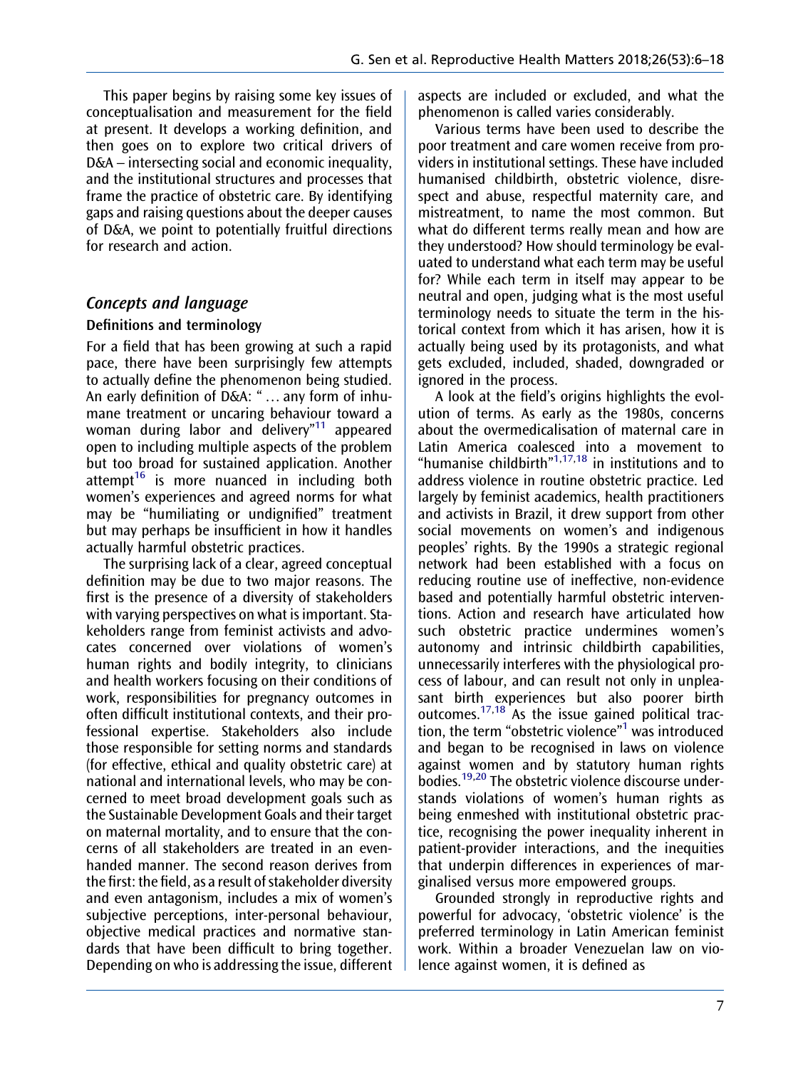This paper begins by raising some key issues of conceptualisation and measurement for the field at present. It develops a working definition, and then goes on to explore two critical drivers of D&A – intersecting social and economic inequality, and the institutional structures and processes that frame the practice of obstetric care. By identifying gaps and raising questions about the deeper causes of D&A, we point to potentially fruitful directions for research and action.

## *Concepts and language*

### Definitions and terminology

For a field that has been growing at such a rapid pace, there have been surprisingly few attempts to actually define the phenomenon being studied. An early definition of D&A: "… any form of inhumane treatment or uncaring behaviour toward a woman during labor and delivery"[11] appeared open to including multiple aspects of the problem but too broad for sustained application. Another attempt[16] is more nuanced in including both women's experiences and agreed norms for what may be "humiliating or undignified" treatment but may perhaps be insufficient in how it handles actually harmful obstetric practices.

The surprising lack of a clear, agreed conceptual definition may be due to two major reasons. The first is the presence of a diversity of stakeholders with varying perspectives on what is important. Stakeholders range from feminist activists and advocates concerned over violations of women's human rights and bodily integrity, to clinicians and health workers focusing on their conditions of work, responsibilities for pregnancy outcomes in often difficult institutional contexts, and their professional expertise. Stakeholders also include those responsible for setting norms and standards (for effective, ethical and quality obstetric care) at national and international levels, who may be concerned to meet broad development goals such as the Sustainable Development Goals and their target on maternal mortality, and to ensure that the concerns of all stakeholders are treated in an even-handed manner. The second reason derives from the first: the field, as a result of stakeholder diversity and even antagonism, includes a mix of women's subjective perceptions, inter-personal behaviour, objective medical practices and normative standards that have been difficult to bring together. Depending on who is addressing the issue, different aspects are included or excluded, and what the phenomenon is called varies considerably.

Various terms have been used to describe the poor treatment and care women receive from providers in institutional settings. These have included humanised childbirth, obstetric violence, disrespect and abuse, respectful maternity care, and mistreatment, to name the most common. But what do different terms really mean and how are they understood? How should terminology be evaluated to understand what each term may be useful for? While each term in itself may appear to be neutral and open, judging what is the most useful terminology needs to situate the term in the historical context from which it has arisen, how it is actually being used by its protagonists, and what gets excluded, included, shaded, downgraded or ignored in the process.

A look at the field's origins highlights the evolution of terms. As early as the 1980s, concerns about the overmedicalisation of maternal care in Latin America coalesced into a movement to "humanise childbirth"[1,17,18] in institutions and to address violence in routine obstetric practice. Led largely by feminist academics, health practitioners and activists in Brazil, it drew support from other social movements on women's and indigenous peoples' rights. By the 1990s a strategic regional network had been established with a focus on reducing routine use of ineffective, non-evidence based and potentially harmful obstetric interventions. Action and research have articulated how such obstetric practice undermines women's autonomy and intrinsic childbirth capabilities, unnecessarily interferes with the physiological process of labour, and can result not only in unpleasant birth experiences but also poorer birth outcomes.[17,18] As the issue gained political traction, the term "obstetric violence"[1] was introduced and began to be recognised in laws on violence against women and by statutory human rights bodies.[19,20] The obstetric violence discourse understands violations of women's human rights as being enmeshed with institutional obstetric practice, recognising the power inequality inherent in patient-provider interactions, and the inequities that underpin differences in experiences of marginalised versus more empowered groups.

Grounded strongly in reproductive rights and powerful for advocacy, 'obstetric violence' is the preferred terminology in Latin American feminist work. Within a broader Venezuelan law on violence against women, it is defined as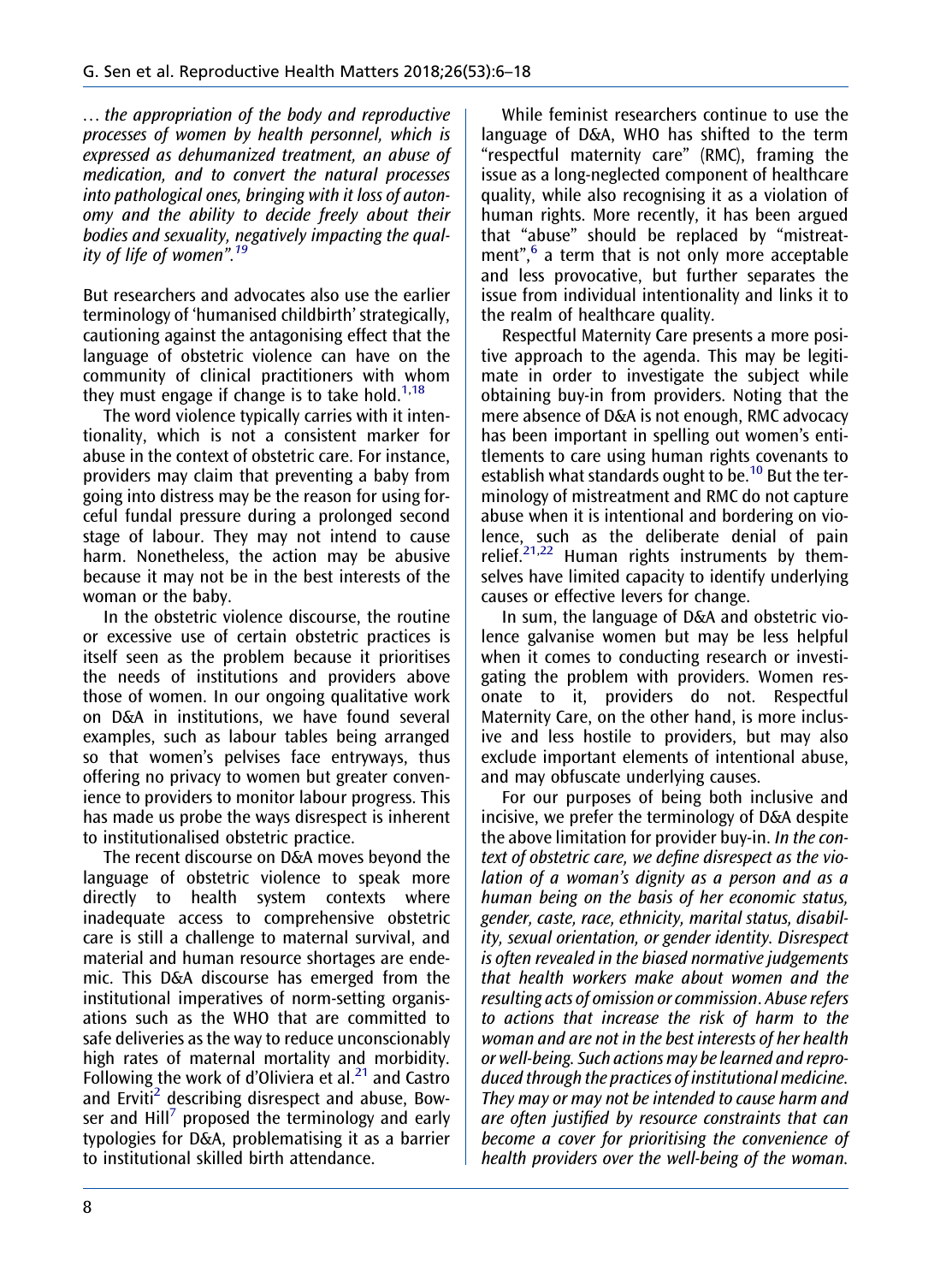*… the appropriation of the body and reproductive processes of women by health personnel, which is expressed as dehumanized treatment, an abuse of medication, and to convert the natural processes into pathological ones, bringing with it loss of autonomy and the ability to decide freely about their bodies and sexuality, negatively impacting the quality of life of women".*[19]

But researchers and advocates also use the earlier terminology of 'humanised childbirth' strategically, cautioning against the antagonising effect that the language of obstetric violence can have on the community of clinical practitioners with whom they must engage if change is to take hold.[1,18]

The word violence typically carries with it intentionality, which is not a consistent marker for abuse in the context of obstetric care. For instance, providers may claim that preventing a baby from going into distress may be the reason for using forceful fundal pressure during a prolonged second stage of labour. They may not intend to cause harm. Nonetheless, the action may be abusive because it may not be in the best interests of the woman or the baby.

In the obstetric violence discourse, the routine or excessive use of certain obstetric practices is itself seen as the problem because it prioritises the needs of institutions and providers above those of women. In our ongoing qualitative work on D&A in institutions, we have found several examples, such as labour tables being arranged so that women's pelvises face entryways, thus offering no privacy to women but greater convenience to providers to monitor labour progress. This has made us probe the ways disrespect is inherent to institutionalised obstetric practice.

The recent discourse on D&A moves beyond the language of obstetric violence to speak more directly to health system contexts where inadequate access to comprehensive obstetric care is still a challenge to maternal survival, and material and human resource shortages are endemic. This D&A discourse has emerged from the institutional imperatives of norm-setting organisations such as the WHO that are committed to safe deliveries as the way to reduce unconscionably high rates of maternal mortality and morbidity. Following the work of d'Oliviera et al.[21] and Castro and Erviti[2] describing disrespect and abuse, Bowser and Hill[7] proposed the terminology and early typologies for D&A, problematising it as a barrier to institutional skilled birth attendance.

While feminist researchers continue to use the language of D&A, WHO has shifted to the term "respectful maternity care" (RMC), framing the issue as a long-neglected component of healthcare quality, while also recognising it as a violation of human rights. More recently, it has been argued that "abuse" should be replaced by "mistreatment",[6] a term that is not only more acceptable and less provocative, but further separates the issue from individual intentionality and links it to the realm of healthcare quality.

Respectful Maternity Care presents a more positive approach to the agenda. This may be legitimate in order to investigate the subject while obtaining buy-in from providers. Noting that the mere absence of D&A is not enough, RMC advocacy has been important in spelling out women's entitlements to care using human rights covenants to establish what standards ought to be.[10] But the terminology of mistreatment and RMC do not capture abuse when it is intentional and bordering on violence, such as the deliberate denial of pain relief.[21,22] Human rights instruments by themselves have limited capacity to identify underlying causes or effective levers for change.

In sum, the language of D&A and obstetric violence galvanise women but may be less helpful when it comes to conducting research or investigating the problem with providers. Women resonate to it, providers do not. Respectful Maternity Care, on the other hand, is more inclusive and less hostile to providers, but may also exclude important elements of intentional abuse, and may obfuscate underlying causes.

For our purposes of being both inclusive and incisive, we prefer the terminology of D&A despite the above limitation for provider buy-in. *In the context of obstetric care, we define disrespect as the violation of a woman's dignity as a person and as a human being on the basis of her economic status, gender, caste, race, ethnicity, marital status, disability, sexual orientation, or gender identity. Disrespect is often revealed in the biased normative judgements that health workers make about women and the resulting acts of omission or commission. Abuse refers to actions that increase the risk of harm to the woman and are not in the best interests of her health or well-being. Such actions may be learned and reproduced through the practices of institutional medicine. They may or may not be intended to cause harm and are often justified by resource constraints that can become a cover for prioritising the convenience of health providers over the well-being of the woman.*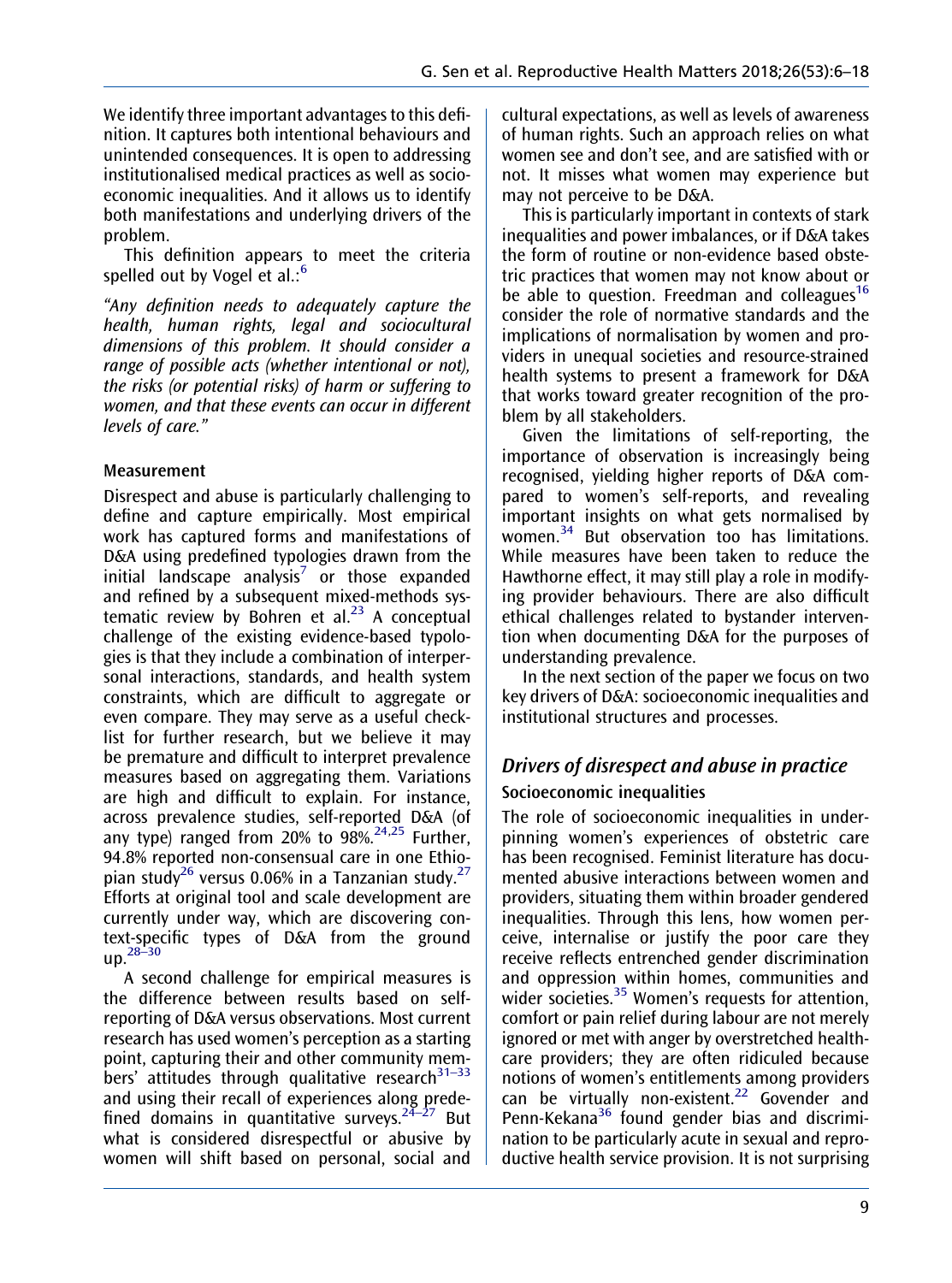We identify three important advantages to this definition. It captures both intentional behaviours and unintended consequences. It is open to addressing institutionalised medical practices as well as socioeconomic inequalities. And it allows us to identify both manifestations and underlying drivers of the problem.

This definition appears to meet the criteria spelled out by Vogel et al.:[6]

*"Any definition needs to adequately capture the health, human rights, legal and sociocultural dimensions of this problem. It should consider a range of possible acts (whether intentional or not), the risks (or potential risks) of harm or suffering to women, and that these events can occur in different levels of care."*

### Measurement

Disrespect and abuse is particularly challenging to define and capture empirically. Most empirical work has captured forms and manifestations of D&A using predefined typologies drawn from the initial landscape analysis[7] or those expanded and refined by a subsequent mixed-methods systematic review by Bohren et al.[23] A conceptual challenge of the existing evidence-based typologies is that they include a combination of interpersonal interactions, standards, and health system constraints, which are difficult to aggregate or even compare. They may serve as a useful checklist for further research, but we believe it may be premature and difficult to interpret prevalence measures based on aggregating them. Variations are high and difficult to explain. For instance, across prevalence studies, self-reported D&A (of any type) ranged from 20% to 98%.[24,25] Further, 94.8% reported non-consensual care in one Ethiopian study[26] versus 0.06% in a Tanzanian study.[27] Efforts at original tool and scale development are currently under way, which are discovering context-specific types of D&A from the ground up.[28–30]

A second challenge for empirical measures is the difference between results based on self-reporting of D&A versus observations. Most current research has used women's perception as a starting point, capturing their and other community members' attitudes through qualitative research[31–33] and using their recall of experiences along predefined domains in quantitative surveys.[24–27] But what is considered disrespectful or abusive by women will shift based on personal, social and cultural expectations, as well as levels of awareness of human rights. Such an approach relies on what women see and don't see, and are satisfied with or not. It misses what women may experience but may not perceive to be D&A.

This is particularly important in contexts of stark inequalities and power imbalances, or if D&A takes the form of routine or non-evidence based obstetric practices that women may not know about or be able to question. Freedman and colleagues[16] consider the role of normative standards and the implications of normalisation by women and providers in unequal societies and resource-strained health systems to present a framework for D&A that works toward greater recognition of the problem by all stakeholders.

Given the limitations of self-reporting, the importance of observation is increasingly being recognised, yielding higher reports of D&A compared to women's self-reports, and revealing important insights on what gets normalised by women.[34] But observation too has limitations. While measures have been taken to reduce the Hawthorne effect, it may still play a role in modifying provider behaviours. There are also difficult ethical challenges related to bystander intervention when documenting D&A for the purposes of understanding prevalence.

In the next section of the paper we focus on two key drivers of D&A: socioeconomic inequalities and institutional structures and processes.

## *Drivers of disrespect and abuse in practice*

### Socioeconomic inequalities

The role of socioeconomic inequalities in underpinning women's experiences of obstetric care has been recognised. Feminist literature has documented abusive interactions between women and providers, situating them within broader gendered inequalities. Through this lens, how women perceive, internalise or justify the poor care they receive reflects entrenched gender discrimination and oppression within homes, communities and wider societies.[35] Women's requests for attention, comfort or pain relief during labour are not merely ignored or met with anger by overstretched healthcare providers; they are often ridiculed because notions of women's entitlements among providers can be virtually non-existent.[22] Govender and Penn-Kekana[36] found gender bias and discrimination to be particularly acute in sexual and reproductive health service provision. It is not surprising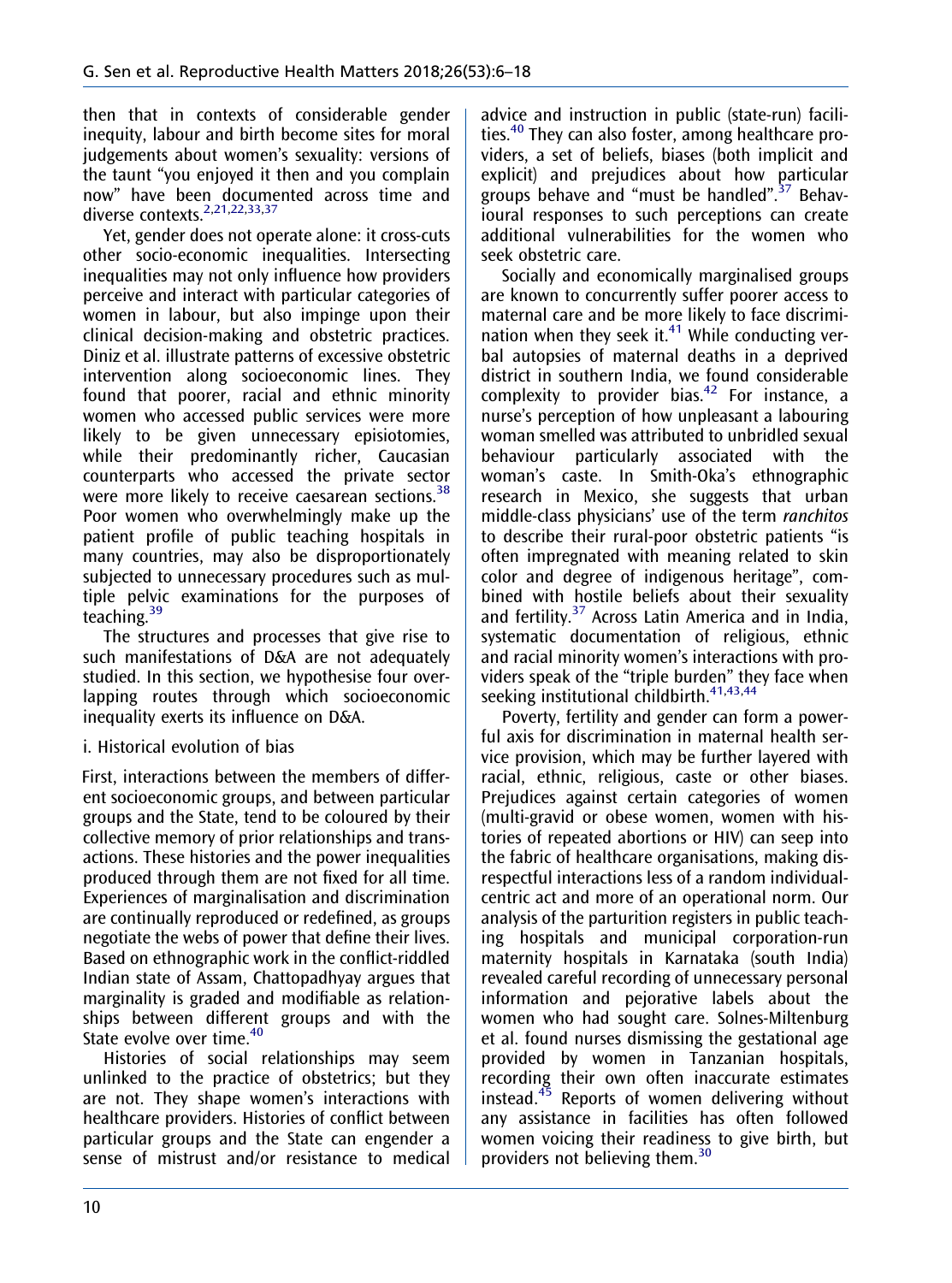then that in contexts of considerable gender inequity, labour and birth become sites for moral judgements about women's sexuality: versions of the taunt "you enjoyed it then and you complain now" have been documented across time and diverse contexts.[2,21,22,33,37]

Yet, gender does not operate alone: it cross-cuts other socio-economic inequalities. Intersecting inequalities may not only influence how providers perceive and interact with particular categories of women in labour, but also impinge upon their clinical decision-making and obstetric practices. Diniz et al. illustrate patterns of excessive obstetric intervention along socioeconomic lines. They found that poorer, racial and ethnic minority women who accessed public services were more likely to be given unnecessary episiotomies, while their predominantly richer, Caucasian counterparts who accessed the private sector were more likely to receive caesarean sections.[38] Poor women who overwhelmingly make up the patient profile of public teaching hospitals in many countries, may also be disproportionately subjected to unnecessary procedures such as multiple pelvic examinations for the purposes of teaching.[39]

The structures and processes that give rise to such manifestations of D&A are not adequately studied. In this section, we hypothesise four overlapping routes through which socioeconomic inequality exerts its influence on D&A.

i. Historical evolution of bias

First, interactions between the members of different socioeconomic groups, and between particular groups and the State, tend to be coloured by their collective memory of prior relationships and transactions. These histories and the power inequalities produced through them are not fixed for all time. Experiences of marginalisation and discrimination are continually reproduced or redefined, as groups negotiate the webs of power that define their lives. Based on ethnographic work in the conflict-riddled Indian state of Assam, Chattopadhyay argues that marginality is graded and modifiable as relationships between different groups and with the State evolve over time.[40]

Histories of social relationships may seem unlinked to the practice of obstetrics; but they are not. They shape women's interactions with healthcare providers. Histories of conflict between particular groups and the State can engender a sense of mistrust and/or resistance to medical advice and instruction in public (state-run) facilities.[40] They can also foster, among healthcare providers, a set of beliefs, biases (both implicit and explicit) and prejudices about how particular groups behave and "must be handled".[37] Behavioural responses to such perceptions can create additional vulnerabilities for the women who seek obstetric care.

Socially and economically marginalised groups are known to concurrently suffer poorer access to maternal care and be more likely to face discrimination when they seek it.[41] While conducting verbal autopsies of maternal deaths in a deprived district in southern India, we found considerable complexity to provider bias.[42] For instance, a nurse's perception of how unpleasant a labouring woman smelled was attributed to unbridled sexual behaviour particularly associated with the woman's caste. In Smith-Oka's ethnographic research in Mexico, she suggests that urban middle-class physicians' use of the term *ranchitos* to describe their rural-poor obstetric patients "is often impregnated with meaning related to skin color and degree of indigenous heritage", combined with hostile beliefs about their sexuality and fertility.[37] Across Latin America and in India, systematic documentation of religious, ethnic and racial minority women's interactions with providers speak of the "triple burden" they face when seeking institutional childbirth.[41,43,44]

Poverty, fertility and gender can form a powerful axis for discrimination in maternal health service provision, which may be further layered with racial, ethnic, religious, caste or other biases. Prejudices against certain categories of women (multi-gravid or obese women, women with histories of repeated abortions or HIV) can seep into the fabric of healthcare organisations, making disrespectful interactions less of a random individual-centric act and more of an operational norm. Our analysis of the parturition registers in public teaching hospitals and municipal corporation-run maternity hospitals in Karnataka (south India) revealed careful recording of unnecessary personal information and pejorative labels about the women who had sought care. Solnes-Miltenburg et al. found nurses dismissing the gestational age provided by women in Tanzanian hospitals, recording their own often inaccurate estimates instead.[45] Reports of women delivering without any assistance in facilities has often followed women voicing their readiness to give birth, but providers not believing them.[30]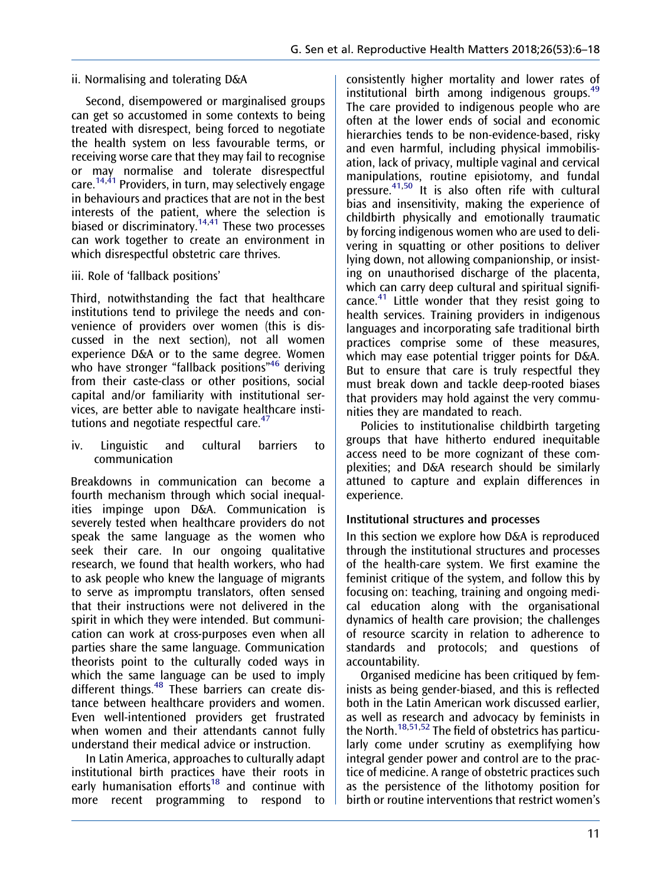ii. Normalising and tolerating D&A

Second, disempowered or marginalised groups can get so accustomed in some contexts to being treated with disrespect, being forced to negotiate the health system on less favourable terms, or receiving worse care that they may fail to recognise or may normalise and tolerate disrespectful care.[14,41] Providers, in turn, may selectively engage in behaviours and practices that are not in the best interests of the patient, where the selection is biased or discriminatory.[14,41] These two processes can work together to create an environment in which disrespectful obstetric care thrives.

iii. Role of 'fallback positions'

Third, notwithstanding the fact that healthcare institutions tend to privilege the needs and convenience of providers over women (this is discussed in the next section), not all women experience D&A or to the same degree. Women who have stronger "fallback positions"[46] deriving from their caste-class or other positions, social capital and/or familiarity with institutional services, are better able to navigate healthcare institutions and negotiate respectful care.[47]

iv. Linguistic and cultural barriers to communication

Breakdowns in communication can become a fourth mechanism through which social inequalities impinge upon D&A. Communication is severely tested when healthcare providers do not speak the same language as the women who seek their care. In our ongoing qualitative research, we found that health workers, who had to ask people who knew the language of migrants to serve as impromptu translators, often sensed that their instructions were not delivered in the spirit in which they were intended. But communication can work at cross-purposes even when all parties share the same language. Communication theorists point to the culturally coded ways in which the same language can be used to imply different things.[48] These barriers can create distance between healthcare providers and women. Even well-intentioned providers get frustrated when women and their attendants cannot fully understand their medical advice or instruction.

In Latin America, approaches to culturally adapt institutional birth practices have their roots in early humanisation efforts[18] and continue with more recent programming to respond to consistently higher mortality and lower rates of institutional birth among indigenous groups.[49] The care provided to indigenous people who are often at the lower ends of social and economic hierarchies tends to be non-evidence-based, risky and even harmful, including physical immobilisation, lack of privacy, multiple vaginal and cervical manipulations, routine episiotomy, and fundal pressure.[41,50] It is also often rife with cultural bias and insensitivity, making the experience of childbirth physically and emotionally traumatic by forcing indigenous women who are used to delivering in squatting or other positions to deliver lying down, not allowing companionship, or insisting on unauthorised discharge of the placenta, which can carry deep cultural and spiritual significance.[41] Little wonder that they resist going to health services. Training providers in indigenous languages and incorporating safe traditional birth practices comprise some of these measures, which may ease potential trigger points for D&A. But to ensure that care is truly respectful they must break down and tackle deep-rooted biases that providers may hold against the very communities they are mandated to reach.

Policies to institutionalise childbirth targeting groups that have hitherto endured inequitable access need to be more cognizant of these complexities; and D&A research should be similarly attuned to capture and explain differences in experience.

### Institutional structures and processes

In this section we explore how D&A is reproduced through the institutional structures and processes of the health-care system. We first examine the feminist critique of the system, and follow this by focusing on: teaching, training and ongoing medical education along with the organisational dynamics of health care provision; the challenges of resource scarcity in relation to adherence to standards and protocols; and questions of accountability.

Organised medicine has been critiqued by feminists as being gender-biased, and this is reflected both in the Latin American work discussed earlier, as well as research and advocacy by feminists in the North.[18,51,52] The field of obstetrics has particularly come under scrutiny as exemplifying how integral gender power and control are to the practice of medicine. A range of obstetric practices such as the persistence of the lithotomy position for birth or routine interventions that restrict women's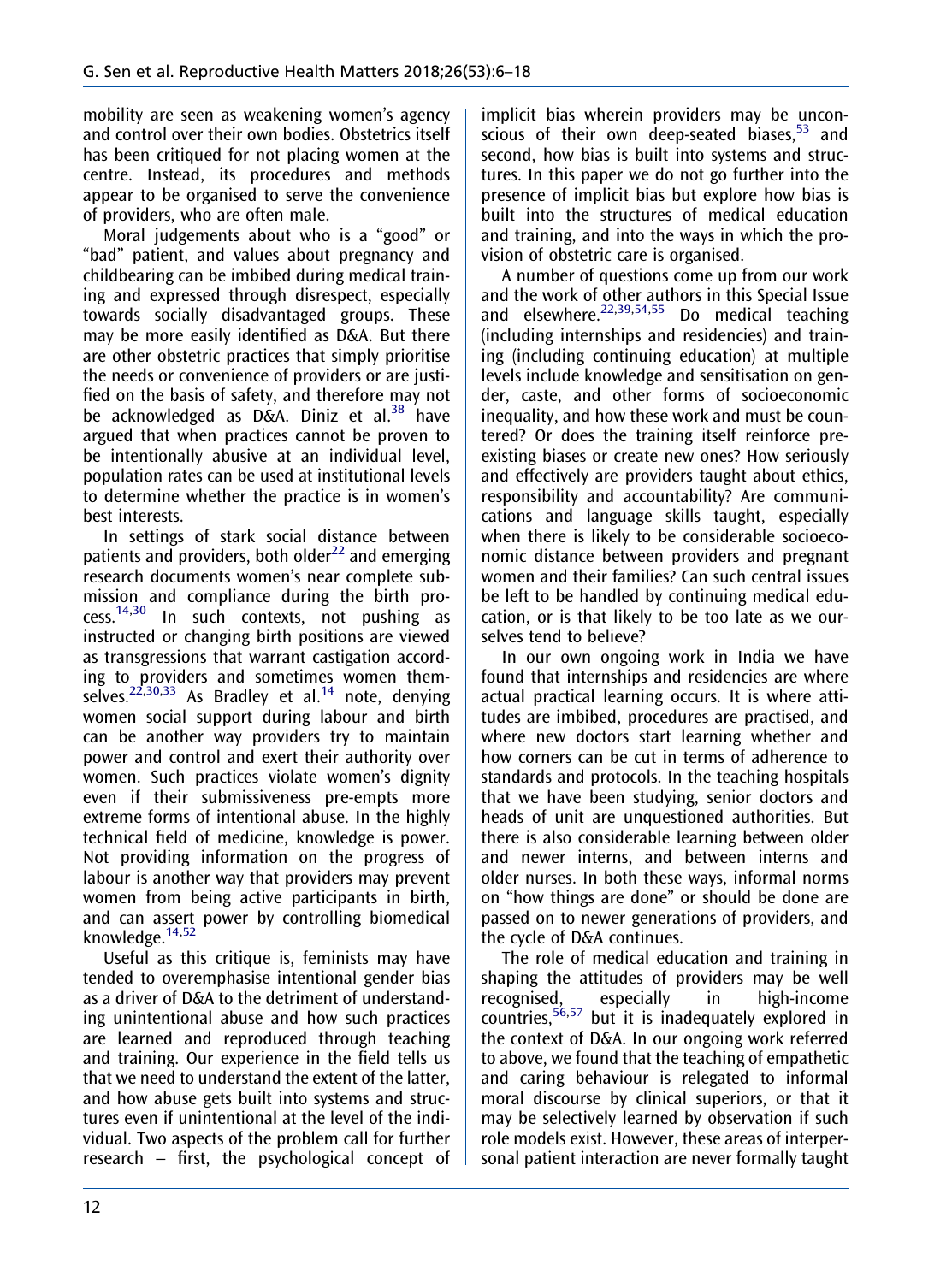mobility are seen as weakening women's agency and control over their own bodies. Obstetrics itself has been critiqued for not placing women at the centre. Instead, its procedures and methods appear to be organised to serve the convenience of providers, who are often male.

Moral judgements about who is a "good" or "bad" patient, and values about pregnancy and childbearing can be imbibed during medical training and expressed through disrespect, especially towards socially disadvantaged groups. These may be more easily identified as D&A. But there are other obstetric practices that simply prioritise the needs or convenience of providers or are justified on the basis of safety, and therefore may not be acknowledged as D&A. Diniz et al.[38] have argued that when practices cannot be proven to be intentionally abusive at an individual level, population rates can be used at institutional levels to determine whether the practice is in women's best interests.

In settings of stark social distance between patients and providers, both older[22] and emerging research documents women's near complete submission and compliance during the birth process.[14,30] In such contexts, not pushing as instructed or changing birth positions are viewed as transgressions that warrant castigation according to providers and sometimes women themselves.[22,30,33] As Bradley et al.[14] note, denying women social support during labour and birth can be another way providers try to maintain power and control and exert their authority over women. Such practices violate women's dignity even if their submissiveness pre-empts more extreme forms of intentional abuse. In the highly technical field of medicine, knowledge is power. Not providing information on the progress of labour is another way that providers may prevent women from being active participants in birth, and can assert power by controlling biomedical knowledge.[14,52]

Useful as this critique is, feminists may have tended to overemphasise intentional gender bias as a driver of D&A to the detriment of understanding unintentional abuse and how such practices are learned and reproduced through teaching and training. Our experience in the field tells us that we need to understand the extent of the latter, and how abuse gets built into systems and structures even if unintentional at the level of the individual. Two aspects of the problem call for further research – first, the psychological concept of implicit bias wherein providers may be unconscious of their own deep-seated biases,[53] and second, how bias is built into systems and structures. In this paper we do not go further into the presence of implicit bias but explore how bias is built into the structures of medical education and training, and into the ways in which the provision of obstetric care is organised.

A number of questions come up from our work and the work of other authors in this Special Issue and elsewhere.[22,39,54,55] Do medical teaching (including internships and residencies) and training (including continuing education) at multiple levels include knowledge and sensitisation on gender, caste, and other forms of socioeconomic inequality, and how these work and must be countered? Or does the training itself reinforce preexisting biases or create new ones? How seriously and effectively are providers taught about ethics, responsibility and accountability? Are communications and language skills taught, especially when there is likely to be considerable socioeconomic distance between providers and pregnant women and their families? Can such central issues be left to be handled by continuing medical education, or is that likely to be too late as we ourselves tend to believe?

In our own ongoing work in India we have found that internships and residencies are where actual practical learning occurs. It is where attitudes are imbibed, procedures are practised, and where new doctors start learning whether and how corners can be cut in terms of adherence to standards and protocols. In the teaching hospitals that we have been studying, senior doctors and heads of unit are unquestioned authorities. But there is also considerable learning between older and newer interns, and between interns and older nurses. In both these ways, informal norms on "how things are done" or should be done are passed on to newer generations of providers, and the cycle of D&A continues.

The role of medical education and training in shaping the attitudes of providers may be well recognised, especially in high-income countries,[56,57] but it is inadequately explored in the context of D&A. In our ongoing work referred to above, we found that the teaching of empathetic and caring behaviour is relegated to informal moral discourse by clinical superiors, or that it may be selectively learned by observation if such role models exist. However, these areas of interpersonal patient interaction are never formally taught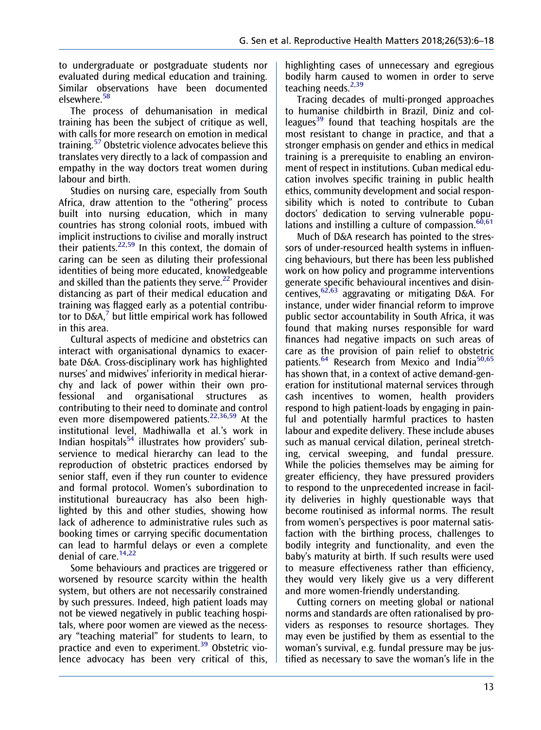to undergraduate or postgraduate students nor evaluated during medical education and training. Similar observations have been documented elsewhere.[58]

The process of dehumanisation in medical training has been the subject of critique as well, with calls for more research on emotion in medical training.[57] Obstetric violence advocates believe this translates very directly to a lack of compassion and empathy in the way doctors treat women during labour and birth.

Studies on nursing care, especially from South Africa, draw attention to the "othering" process built into nursing education, which in many countries has strong colonial roots, imbued with implicit instructions to civilise and morally instruct their patients.[22,59] In this context, the domain of caring can be seen as diluting their professional identities of being more educated, knowledgeable and skilled than the patients they serve.[22] Provider distancing as part of their medical education and training was flagged early as a potential contributor to D&A,[7] but little empirical work has followed in this area.

Cultural aspects of medicine and obstetrics can interact with organisational dynamics to exacerbate D&A. Cross-disciplinary work has highlighted nurses' and midwives' inferiority in medical hierarchy and lack of power within their own professional and organisational structures as contributing to their need to dominate and control even more disempowered patients.[22,36,59] At the institutional level, Madhiwalla et al.'s work in Indian hospitals[54] illustrates how providers' subservience to medical hierarchy can lead to the reproduction of obstetric practices endorsed by senior staff, even if they run counter to evidence and formal protocol. Women's subordination to institutional bureaucracy has also been highlighted by this and other studies, showing how lack of adherence to administrative rules such as booking times or carrying specific documentation can lead to harmful delays or even a complete denial of care.[14,22]

Some behaviours and practices are triggered or worsened by resource scarcity within the health system, but others are not necessarily constrained by such pressures. Indeed, high patient loads may not be viewed negatively in public teaching hospitals, where poor women are viewed as the necessary "teaching material" for students to learn, to practice and even to experiment.[39] Obstetric violence advocacy has been very critical of this, highlighting cases of unnecessary and egregious bodily harm caused to women in order to serve teaching needs.[2,39]

Tracing decades of multi-pronged approaches to humanise childbirth in Brazil, Diniz and colleagues[39] found that teaching hospitals are the most resistant to change in practice, and that a stronger emphasis on gender and ethics in medical training is a prerequisite to enabling an environment of respect in institutions. Cuban medical education involves specific training in public health ethics, community development and social responsibility which is noted to contribute to Cuban doctors' dedication to serving vulnerable populations and instilling a culture of compassion.[60,61]

Much of D&A research has pointed to the stressors of under-resourced health systems in influencing behaviours, but there has been less published work on how policy and programme interventions generate specific behavioural incentives and disincentives,[62,63] aggravating or mitigating D&A. For instance, under wider financial reform to improve public sector accountability in South Africa, it was found that making nurses responsible for ward finances had negative impacts on such areas of care as the provision of pain relief to obstetric patients.[64] Research from Mexico and India[50,65] has shown that, in a context of active demand-generation for institutional maternal services through cash incentives to women, health providers respond to high patient-loads by engaging in painful and potentially harmful practices to hasten labour and expedite delivery. These include abuses such as manual cervical dilation, perineal stretching, cervical sweeping, and fundal pressure. While the policies themselves may be aiming for greater efficiency, they have pressured providers to respond to the unprecedented increase in facility deliveries in highly questionable ways that become routinised as informal norms. The result from women's perspectives is poor maternal satisfaction with the birthing process, challenges to bodily integrity and functionality, and even the baby's maturity at birth. If such results were used to measure effectiveness rather than efficiency, they would very likely give us a very different and more women-friendly understanding.

Cutting corners on meeting global or national norms and standards are often rationalised by providers as responses to resource shortages. They may even be justified by them as essential to the woman's survival, e.g. fundal pressure may be justified as necessary to save the woman's life in the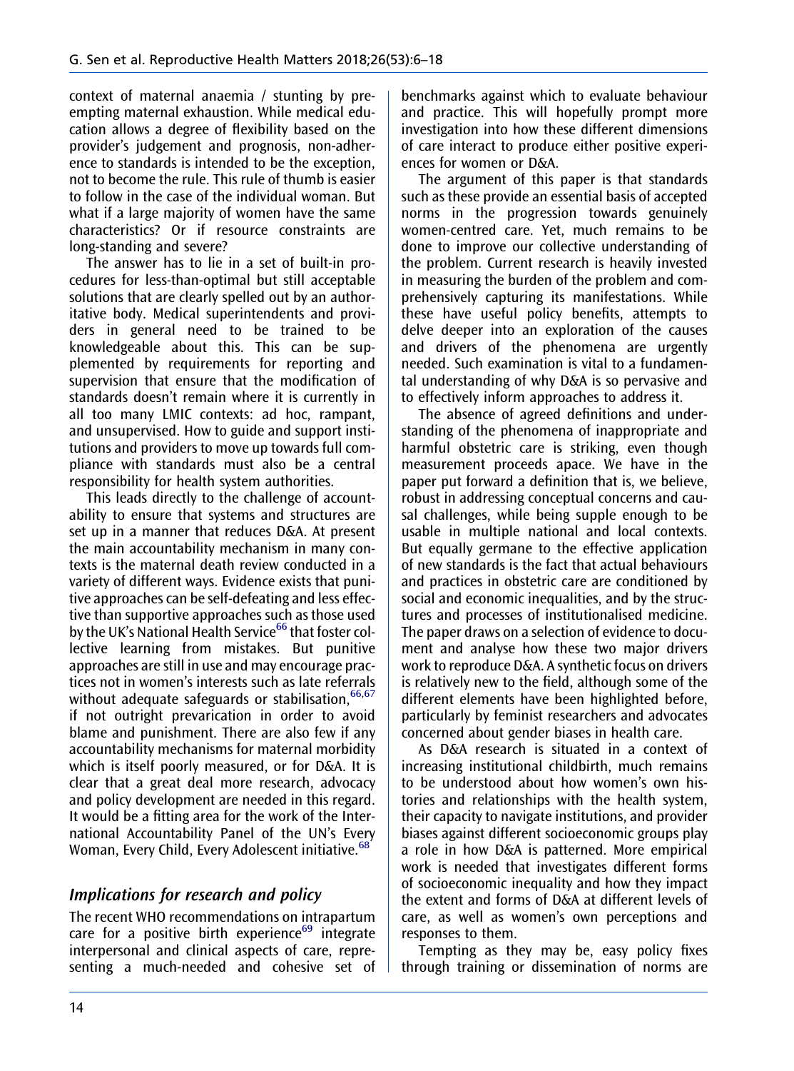context of maternal anaemia / stunting by pre-empting maternal exhaustion. While medical education allows a degree of flexibility based on the provider's judgement and prognosis, non-adherence to standards is intended to be the exception, not to become the rule. This rule of thumb is easier to follow in the case of the individual woman. But what if a large majority of women have the same characteristics? Or if resource constraints are long-standing and severe?

The answer has to lie in a set of built-in procedures for less-than-optimal but still acceptable solutions that are clearly spelled out by an authoritative body. Medical superintendents and providers in general need to be trained to be knowledgeable about this. This can be supplemented by requirements for reporting and supervision that ensure that the modification of standards doesn't remain where it is currently in all too many LMIC contexts: ad hoc, rampant, and unsupervised. How to guide and support institutions and providers to move up towards full compliance with standards must also be a central responsibility for health system authorities.

This leads directly to the challenge of accountability to ensure that systems and structures are set up in a manner that reduces D&A. At present the main accountability mechanism in many contexts is the maternal death review conducted in a variety of different ways. Evidence exists that punitive approaches can be self-defeating and less effective than supportive approaches such as those used by the UK's National Health Service[66] that foster collective learning from mistakes. But punitive approaches are still in use and may encourage practices not in women's interests such as late referrals without adequate safeguards or stabilisation,[66,67] if not outright prevarication in order to avoid blame and punishment. There are also few if any accountability mechanisms for maternal morbidity which is itself poorly measured, or for D&A. It is clear that a great deal more research, advocacy and policy development are needed in this regard. It would be a fitting area for the work of the International Accountability Panel of the UN's Every Woman, Every Child, Every Adolescent initiative.[68]

## *Implications for research and policy*

The recent WHO recommendations on intrapartum care for a positive birth experience[69] integrate interpersonal and clinical aspects of care, representing a much-needed and cohesive set of benchmarks against which to evaluate behaviour and practice. This will hopefully prompt more investigation into how these different dimensions of care interact to produce either positive experiences for women or D&A.

The argument of this paper is that standards such as these provide an essential basis of accepted norms in the progression towards genuinely women-centred care. Yet, much remains to be done to improve our collective understanding of the problem. Current research is heavily invested in measuring the burden of the problem and comprehensively capturing its manifestations. While these have useful policy benefits, attempts to delve deeper into an exploration of the causes and drivers of the phenomena are urgently needed. Such examination is vital to a fundamental understanding of why D&A is so pervasive and to effectively inform approaches to address it.

The absence of agreed definitions and understanding of the phenomena of inappropriate and harmful obstetric care is striking, even though measurement proceeds apace. We have in the paper put forward a definition that is, we believe, robust in addressing conceptual concerns and causal challenges, while being supple enough to be usable in multiple national and local contexts. But equally germane to the effective application of new standards is the fact that actual behaviours and practices in obstetric care are conditioned by social and economic inequalities, and by the structures and processes of institutionalised medicine. The paper draws on a selection of evidence to document and analyse how these two major drivers work to reproduce D&A. A synthetic focus on drivers is relatively new to the field, although some of the different elements have been highlighted before, particularly by feminist researchers and advocates concerned about gender biases in health care.

As D&A research is situated in a context of increasing institutional childbirth, much remains to be understood about how women's own histories and relationships with the health system, their capacity to navigate institutions, and provider biases against different socioeconomic groups play a role in how D&A is patterned. More empirical work is needed that investigates different forms of socioeconomic inequality and how they impact the extent and forms of D&A at different levels of care, as well as women's own perceptions and responses to them.

Tempting as they may be, easy policy fixes through training or dissemination of norms are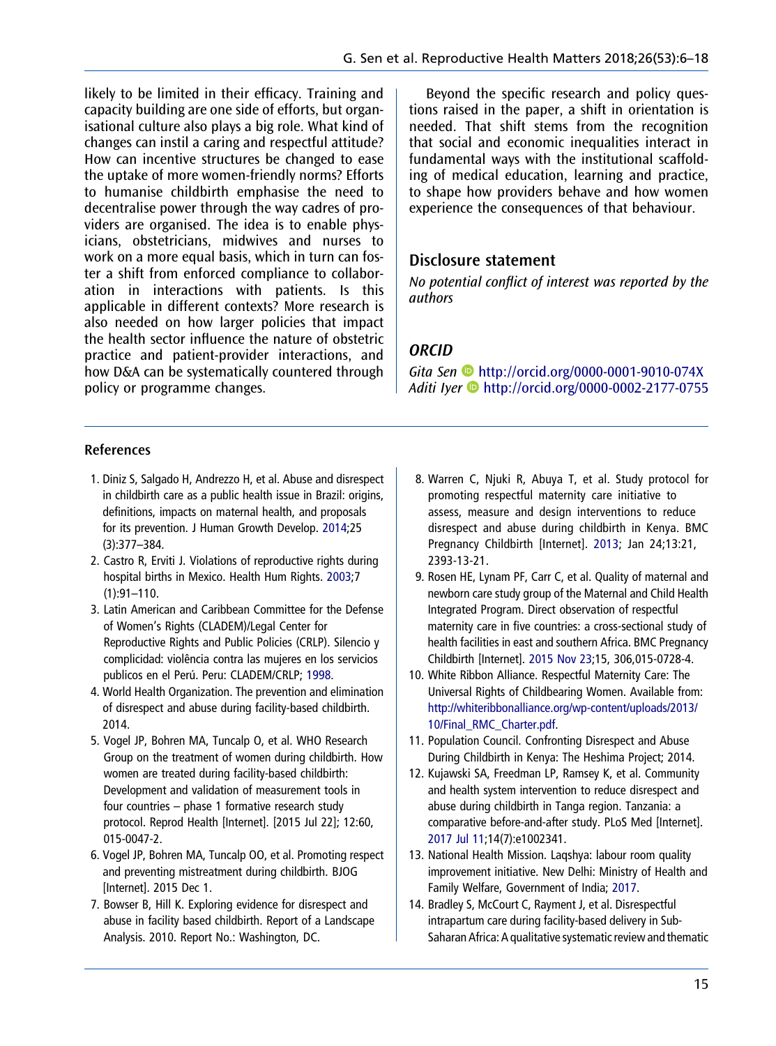likely to be limited in their efficacy. Training and capacity building are one side of efforts, but organisational culture also plays a big role. What kind of changes can instil a caring and respectful attitude? How can incentive structures be changed to ease the uptake of more women-friendly norms? Efforts to humanise childbirth emphasise the need to decentralise power through the way cadres of providers are organised. The idea is to enable physicians, obstetricians, midwives and nurses to work on a more equal basis, which in turn can foster a shift from enforced compliance to collaboration in interactions with patients. Is this applicable in different contexts? More research is also needed on how larger policies that impact the health sector influence the nature of obstetric practice and patient-provider interactions, and how D&A can be systematically countered through policy or programme changes.

Beyond the specific research and policy questions raised in the paper, a shift in orientation is needed. That shift stems from the recognition that social and economic inequalities interact in fundamental ways with the institutional scaffolding of medical education, learning and practice, to shape how providers behave and how women experience the consequences of that behaviour.

## Disclosure statement

*No potential conflict of interest was reported by the authors*

## ORCID

*Gita Sen* http://orcid.org/0000-0001-9010-074X
*Aditi Iyer* http://orcid.org/0000-0002-2177-0755

## References

1. Diniz S, Salgado H, Andrezzo H, et al. Abuse and disrespect in childbirth care as a public health issue in Brazil: origins, definitions, impacts on maternal health, and proposals for its prevention. J Human Growth Develop. 2014;25 (3):377–384.
2. Castro R, Erviti J. Violations of reproductive rights during hospital births in Mexico. Health Hum Rights. 2003;7 (1):91–110.
3. Latin American and Caribbean Committee for the Defense of Women's Rights (CLADEM)/Legal Center for Reproductive Rights and Public Policies (CRLP). Silencio y complicidad: violência contra las mujeres en los servicios publicos en el Perú. Peru: CLADEM/CRLP; 1998.
4. World Health Organization. The prevention and elimination of disrespect and abuse during facility-based childbirth. 2014.
5. Vogel JP, Bohren MA, Tuncalp O, et al. WHO Research Group on the treatment of women during childbirth. How women are treated during facility-based childbirth: Development and validation of measurement tools in four countries – phase 1 formative research study protocol. Reprod Health [Internet]. [2015 Jul 22]; 12:60, 015-0047-2.
6. Vogel JP, Bohren MA, Tuncalp OO, et al. Promoting respect and preventing mistreatment during childbirth. BJOG [Internet]. 2015 Dec 1.
7. Bowser B, Hill K. Exploring evidence for disrespect and abuse in facility based childbirth. Report of a Landscape Analysis. 2010. Report No.: Washington, DC.
8. Warren C, Njuki R, Abuya T, et al. Study protocol for promoting respectful maternity care initiative to assess, measure and design interventions to reduce disrespect and abuse during childbirth in Kenya. BMC Pregnancy Childbirth [Internet]. 2013; Jan 24;13:21, 2393-13-21.
9. Rosen HE, Lynam PF, Carr C, et al. Quality of maternal and newborn care study group of the Maternal and Child Health Integrated Program. Direct observation of respectful maternity care in five countries: a cross-sectional study of health facilities in east and southern Africa. BMC Pregnancy Childbirth [Internet]. 2015 Nov 23;15, 306,015-0728-4.
10. White Ribbon Alliance. Respectful Maternity Care: The Universal Rights of Childbearing Women. Available from: http://whiteribbonalliance.org/wp-content/uploads/2013/10/Final_RMC_Charter.pdf.
11. Population Council. Confronting Disrespect and Abuse During Childbirth in Kenya: The Heshima Project; 2014.
12. Kujawski SA, Freedman LP, Ramsey K, et al. Community and health system intervention to reduce disrespect and abuse during childbirth in Tanga region. Tanzania: a comparative before-and-after study. PLoS Med [Internet]. 2017 Jul 11;14(7):e1002341.
13. National Health Mission. Laqshya: labour room quality improvement initiative. New Delhi: Ministry of Health and Family Welfare, Government of India; 2017.
14. Bradley S, McCourt C, Rayment J, et al. Disrespectful intrapartum care during facility-based delivery in Sub-Saharan Africa: A qualitative systematic review and thematic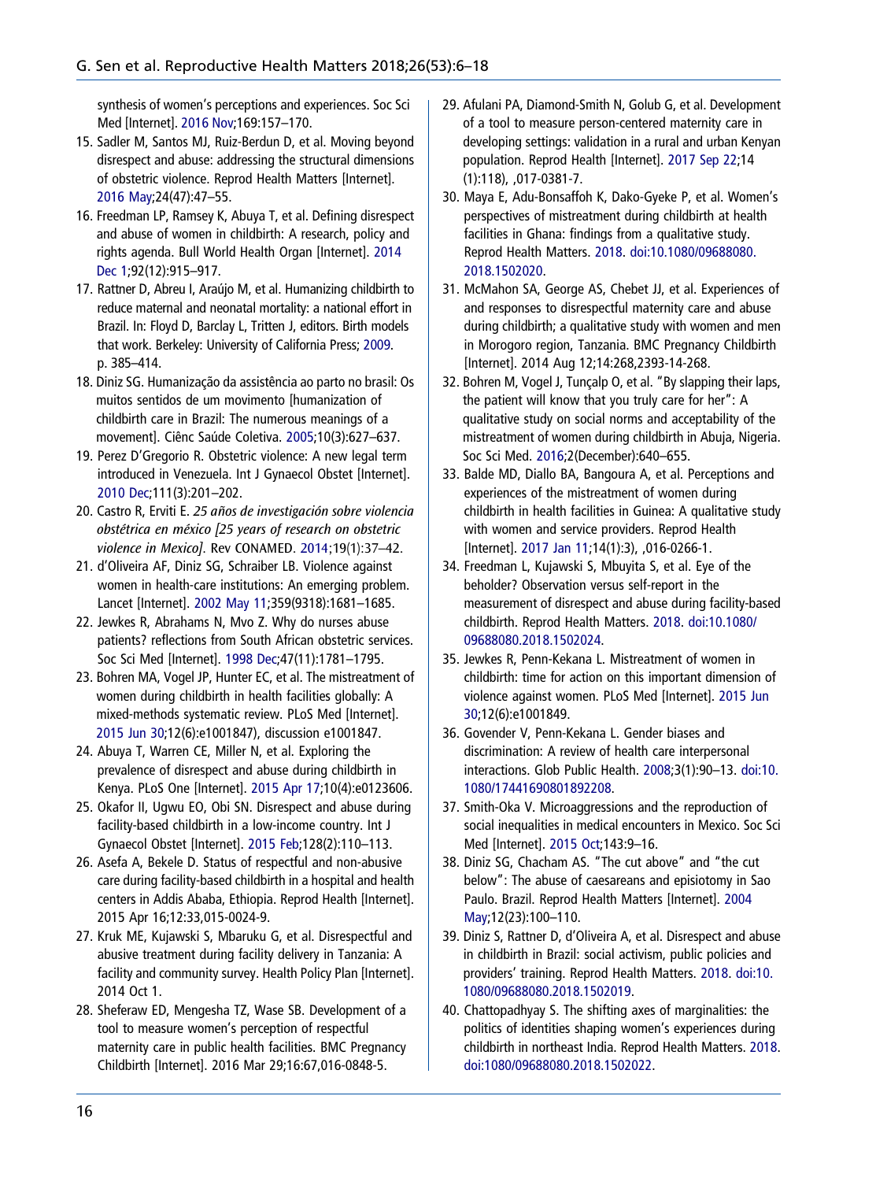synthesis of women's perceptions and experiences. Soc Sci Med [Internet]. 2016 Nov;169:157–170.

15. Sadler M, Santos MJ, Ruiz-Berdun D, et al. Moving beyond disrespect and abuse: addressing the structural dimensions of obstetric violence. Reprod Health Matters [Internet]. 2016 May;24(47):47–55.
16. Freedman LP, Ramsey K, Abuya T, et al. Defining disrespect and abuse of women in childbirth: A research, policy and rights agenda. Bull World Health Organ [Internet]. 2014 Dec 1;92(12):915–917.
17. Rattner D, Abreu I, Araújo M, et al. Humanizing childbirth to reduce maternal and neonatal mortality: a national effort in Brazil. In: Floyd D, Barclay L, Tritten J, editors. Birth models that work. Berkeley: University of California Press; 2009. p. 385–414.
18. Diniz SG. Humanização da assistência ao parto no brasil: Os muitos sentidos de um movimento [humanization of childbirth care in Brazil: The numerous meanings of a movement]. Ciênc Saúde Coletiva. 2005;10(3):627–637.
19. Perez D'Gregorio R. Obstetric violence: A new legal term introduced in Venezuela. Int J Gynaecol Obstet [Internet]. 2010 Dec;111(3):201–202.
20. Castro R, Erviti E. *25 años de investigación sobre violencia obstétrica en méxico [25 years of research on obstetric violence in Mexico]*. Rev CONAMED. 2014;19(1):37–42.
21. d'Oliveira AF, Diniz SG, Schraiber LB. Violence against women in health-care institutions: An emerging problem. Lancet [Internet]. 2002 May 11;359(9318):1681–1685.
22. Jewkes R, Abrahams N, Mvo Z. Why do nurses abuse patients? reflections from South African obstetric services. Soc Sci Med [Internet]. 1998 Dec;47(11):1781–1795.
23. Bohren MA, Vogel JP, Hunter EC, et al. The mistreatment of women during childbirth in health facilities globally: A mixed-methods systematic review. PLoS Med [Internet]. 2015 Jun 30;12(6):e1001847), discussion e1001847.
24. Abuya T, Warren CE, Miller N, et al. Exploring the prevalence of disrespect and abuse during childbirth in Kenya. PLoS One [Internet]. 2015 Apr 17;10(4):e0123606.
25. Okafor II, Ugwu EO, Obi SN. Disrespect and abuse during facility-based childbirth in a low-income country. Int J Gynaecol Obstet [Internet]. 2015 Feb;128(2):110–113.
26. Asefa A, Bekele D. Status of respectful and non-abusive care during facility-based childbirth in a hospital and health centers in Addis Ababa, Ethiopia. Reprod Health [Internet]. 2015 Apr 16;12:33,015-0024-9.
27. Kruk ME, Kujawski S, Mbaruku G, et al. Disrespectful and abusive treatment during facility delivery in Tanzania: A facility and community survey. Health Policy Plan [Internet]. 2014 Oct 1.
28. Sheferaw ED, Mengesha TZ, Wase SB. Development of a tool to measure women's perception of respectful maternity care in public health facilities. BMC Pregnancy Childbirth [Internet]. 2016 Mar 29;16:67,016-0848-5.
29. Afulani PA, Diamond-Smith N, Golub G, et al. Development of a tool to measure person-centered maternity care in developing settings: validation in a rural and urban Kenyan population. Reprod Health [Internet]. 2017 Sep 22;14 (1):118), ,017-0381-7.
30. Maya E, Adu-Bonsaffoh K, Dako-Gyeke P, et al. Women's perspectives of mistreatment during childbirth at health facilities in Ghana: findings from a qualitative study. Reprod Health Matters. 2018. doi:10.1080/09688080.2018.1502020.
31. McMahon SA, George AS, Chebet JJ, et al. Experiences of and responses to disrespectful maternity care and abuse during childbirth; a qualitative study with women and men in Morogoro region, Tanzania. BMC Pregnancy Childbirth [Internet]. 2014 Aug 12;14:268,2393-14-268.
32. Bohren M, Vogel J, Tunçalp O, et al. "By slapping their laps, the patient will know that you truly care for her": A qualitative study on social norms and acceptability of the mistreatment of women during childbirth in Abuja, Nigeria. Soc Sci Med. 2016;2(December):640–655.
33. Balde MD, Diallo BA, Bangoura A, et al. Perceptions and experiences of the mistreatment of women during childbirth in health facilities in Guinea: A qualitative study with women and service providers. Reprod Health [Internet]. 2017 Jan 11;14(1):3), ,016-0266-1.
34. Freedman L, Kujawski S, Mbuyita S, et al. Eye of the beholder? Observation versus self-report in the measurement of disrespect and abuse during facility-based childbirth. Reprod Health Matters. 2018. doi:10.1080/09688080.2018.1502024.
35. Jewkes R, Penn-Kekana L. Mistreatment of women in childbirth: time for action on this important dimension of violence against women. PLoS Med [Internet]. 2015 Jun 30;12(6):e1001849.
36. Govender V, Penn-Kekana L. Gender biases and discrimination: A review of health care interpersonal interactions. Glob Public Health. 2008;3(1):90–13. doi:10.1080/17441690801892208.
37. Smith-Oka V. Microaggressions and the reproduction of social inequalities in medical encounters in Mexico. Soc Sci Med [Internet]. 2015 Oct;143:9–16.
38. Diniz SG, Chacham AS. "The cut above" and "the cut below": The abuse of caesareans and episiotomy in Sao Paulo. Brazil. Reprod Health Matters [Internet]. 2004 May;12(23):100–110.
39. Diniz S, Rattner D, d'Oliveira A, et al. Disrespect and abuse in childbirth in Brazil: social activism, public policies and providers' training. Reprod Health Matters. 2018. doi:10.1080/09688080.2018.1502019.
40. Chattopadhyay S. The shifting axes of marginalities: the politics of identities shaping women's experiences during childbirth in northeast India. Reprod Health Matters. 2018. doi:1080/09688080.2018.1502022.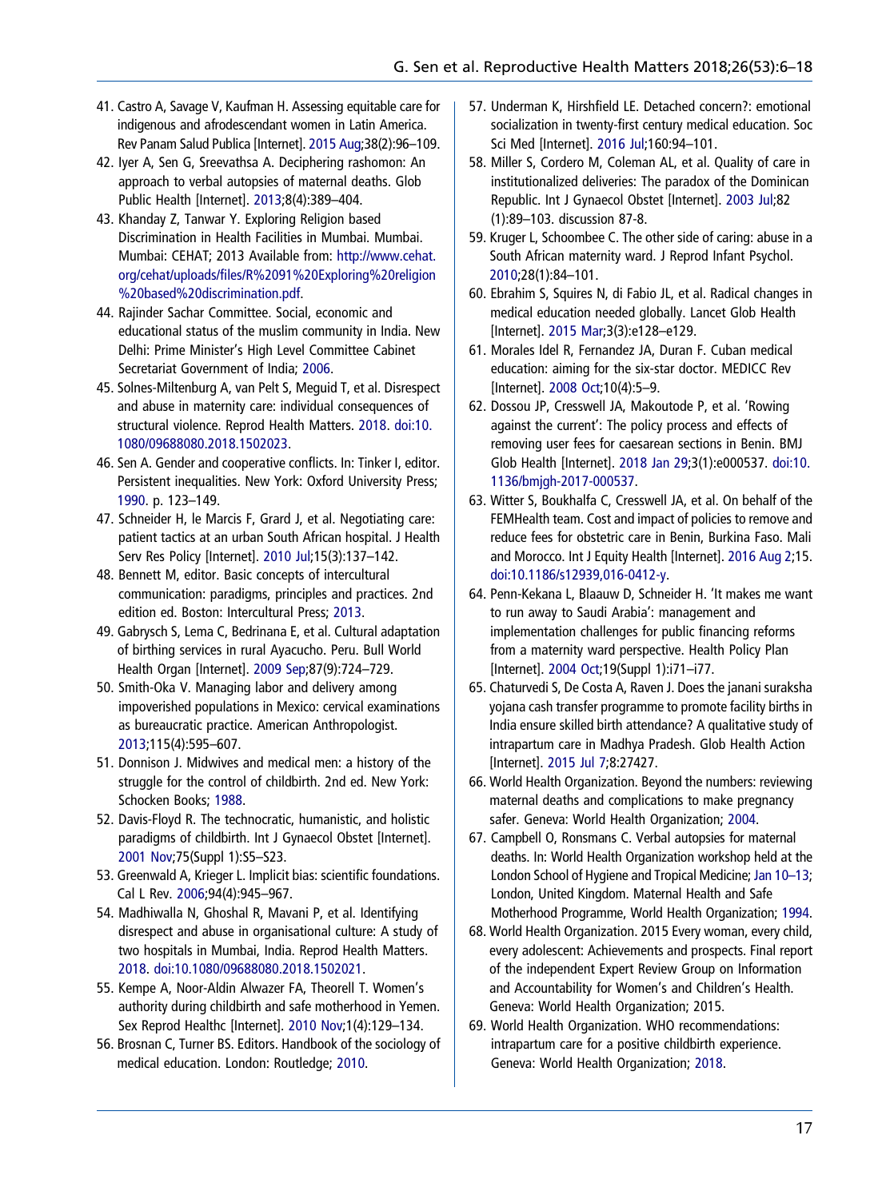41. Castro A, Savage V, Kaufman H. Assessing equitable care for indigenous and afrodescendant women in Latin America. Rev Panam Salud Publica [Internet]. 2015 Aug;38(2):96–109.
42. Iyer A, Sen G, Sreevathsa A. Deciphering rashomon: An approach to verbal autopsies of maternal deaths. Glob Public Health [Internet]. 2013;8(4):389–404.
43. Khanday Z, Tanwar Y. Exploring Religion based Discrimination in Health Facilities in Mumbai. Mumbai. Mumbai: CEHAT; 2013 Available from: http://www.cehat.org/cehat/uploads/files/R%2091%20Exploring%20religion%20based%20discrimination.pdf.
44. Rajinder Sachar Committee. Social, economic and educational status of the muslim community in India. New Delhi: Prime Minister's High Level Committee Cabinet Secretariat Government of India; 2006.
45. Solnes-Miltenburg A, van Pelt S, Meguid T, et al. Disrespect and abuse in maternity care: individual consequences of structural violence. Reprod Health Matters. 2018. doi:10.1080/09688080.2018.1502023.
46. Sen A. Gender and cooperative conflicts. In: Tinker I, editor. Persistent inequalities. New York: Oxford University Press; 1990. p. 123–149.
47. Schneider H, le Marcis F, Grard J, et al. Negotiating care: patient tactics at an urban South African hospital. J Health Serv Res Policy [Internet]. 2010 Jul;15(3):137–142.
48. Bennett M, editor. Basic concepts of intercultural communication: paradigms, principles and practices. 2nd edition ed. Boston: Intercultural Press; 2013.
49. Gabrysch S, Lema C, Bedrinana E, et al. Cultural adaptation of birthing services in rural Ayacucho. Peru. Bull World Health Organ [Internet]. 2009 Sep;87(9):724–729.
50. Smith-Oka V. Managing labor and delivery among impoverished populations in Mexico: cervical examinations as bureaucratic practice. American Anthropologist. 2013;115(4):595–607.
51. Donnison J. Midwives and medical men: a history of the struggle for the control of childbirth. 2nd ed. New York: Schocken Books; 1988.
52. Davis-Floyd R. The technocratic, humanistic, and holistic paradigms of childbirth. Int J Gynaecol Obstet [Internet]. 2001 Nov;75(Suppl 1):S5–S23.
53. Greenwald A, Krieger L. Implicit bias: scientific foundations. Cal L Rev. 2006;94(4):945–967.
54. Madhiwalla N, Ghoshal R, Mavani P, et al. Identifying disrespect and abuse in organisational culture: A study of two hospitals in Mumbai, India. Reprod Health Matters. 2018. doi:10.1080/09688080.2018.1502021.
55. Kempe A, Noor-Aldin Alwazer FA, Theorell T. Women's authority during childbirth and safe motherhood in Yemen. Sex Reprod Healthc [Internet]. 2010 Nov;1(4):129–134.
56. Brosnan C, Turner BS. Editors. Handbook of the sociology of medical education. London: Routledge; 2010.
57. Underman K, Hirshfield LE. Detached concern?: emotional socialization in twenty-first century medical education. Soc Sci Med [Internet]. 2016 Jul;160:94–101.
58. Miller S, Cordero M, Coleman AL, et al. Quality of care in institutionalized deliveries: The paradox of the Dominican Republic. Int J Gynaecol Obstet [Internet]. 2003 Jul;82(1):89–103. discussion 87-8.
59. Kruger L, Schoombee C. The other side of caring: abuse in a South African maternity ward. J Reprod Infant Psychol. 2010;28(1):84–101.
60. Ebrahim S, Squires N, di Fabio JL, et al. Radical changes in medical education needed globally. Lancet Glob Health [Internet]. 2015 Mar;3(3):e128–e129.
61. Morales Idel R, Fernandez JA, Duran F. Cuban medical education: aiming for the six-star doctor. MEDICC Rev [Internet]. 2008 Oct;10(4):5–9.
62. Dossou JP, Cresswell JA, Makoutode P, et al. 'Rowing against the current': The policy process and effects of removing user fees for caesarean sections in Benin. BMJ Glob Health [Internet]. 2018 Jan 29;3(1):e000537. doi:10.1136/bmjgh-2017-000537.
63. Witter S, Boukhalfa C, Cresswell JA, et al. On behalf of the FEMHealth team. Cost and impact of policies to remove and reduce fees for obstetric care in Benin, Burkina Faso. Mali and Morocco. Int J Equity Health [Internet]. 2016 Aug 2;15. doi:10.1186/s12939,016-0412-y.
64. Penn-Kekana L, Blaauw D, Schneider H. 'It makes me want to run away to Saudi Arabia': management and implementation challenges for public financing reforms from a maternity ward perspective. Health Policy Plan [Internet]. 2004 Oct;19(Suppl 1):i71–i77.
65. Chaturvedi S, De Costa A, Raven J. Does the janani suraksha yojana cash transfer programme to promote facility births in India ensure skilled birth attendance? A qualitative study of intrapartum care in Madhya Pradesh. Glob Health Action [Internet]. 2015 Jul 7;8:27427.
66. World Health Organization. Beyond the numbers: reviewing maternal deaths and complications to make pregnancy safer. Geneva: World Health Organization; 2004.
67. Campbell O, Ronsmans C. Verbal autopsies for maternal deaths. In: World Health Organization workshop held at the London School of Hygiene and Tropical Medicine; Jan 10–13; London, United Kingdom. Maternal Health and Safe Motherhood Programme, World Health Organization; 1994.
68. World Health Organization. 2015 Every woman, every child, every adolescent: Achievements and prospects. Final report of the independent Expert Review Group on Information and Accountability for Women's and Children's Health. Geneva: World Health Organization; 2015.
69. World Health Organization. WHO recommendations: intrapartum care for a positive childbirth experience. Geneva: World Health Organization; 2018.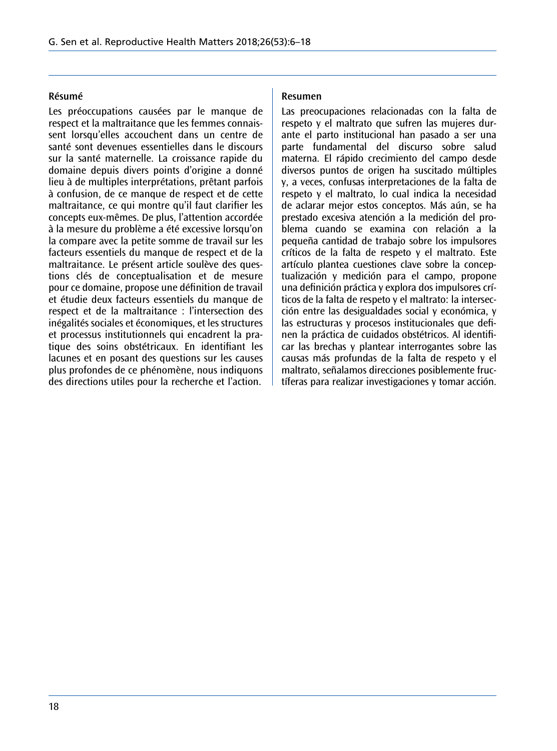### Résumé

Les préoccupations causées par le manque de respect et la maltraitance que les femmes connaissent lorsqu'elles accouchent dans un centre de santé sont devenues essentielles dans le discours sur la santé maternelle. La croissance rapide du domaine depuis divers points d'origine a donné lieu à de multiples interprétations, prêtant parfois à confusion, de ce manque de respect et de cette maltraitance, ce qui montre qu'il faut clarifier les concepts eux-mêmes. De plus, l'attention accordée à la mesure du problème a été excessive lorsqu'on la compare avec la petite somme de travail sur les facteurs essentiels du manque de respect et de la maltraitance. Le présent article soulève des questions clés de conceptualisation et de mesure pour ce domaine, propose une définition de travail et étudie deux facteurs essentiels du manque de respect et de la maltraitance : l'intersection des inégalités sociales et économiques, et les structures et processus institutionnels qui encadrent la pratique des soins obstétricaux. En identifiant les lacunes et en posant des questions sur les causes plus profondes de ce phénomène, nous indiquons des directions utiles pour la recherche et l'action.

### Resumen

Las preocupaciones relacionadas con la falta de respeto y el maltrato que sufren las mujeres durante el parto institucional han pasado a ser una parte fundamental del discurso sobre salud materna. El rápido crecimiento del campo desde diversos puntos de origen ha suscitado múltiples y, a veces, confusas interpretaciones de la falta de respeto y el maltrato, lo cual indica la necesidad de aclarar mejor estos conceptos. Más aún, se ha prestado excesiva atención a la medición del problema cuando se examina con relación a la pequeña cantidad de trabajo sobre los impulsores críticos de la falta de respeto y el maltrato. Este artículo plantea cuestiones clave sobre la conceptualización y medición para el campo, propone una definición práctica y explora dos impulsores críticos de la falta de respeto y el maltrato: la intersección entre las desigualdades social y económica, y las estructuras y procesos institucionales que definen la práctica de cuidados obstétricos. Al identificar las brechas y plantear interrogantes sobre las causas más profundas de la falta de respeto y el maltrato, señalamos direcciones posiblemente fructíferas para realizar investigaciones y tomar acción.